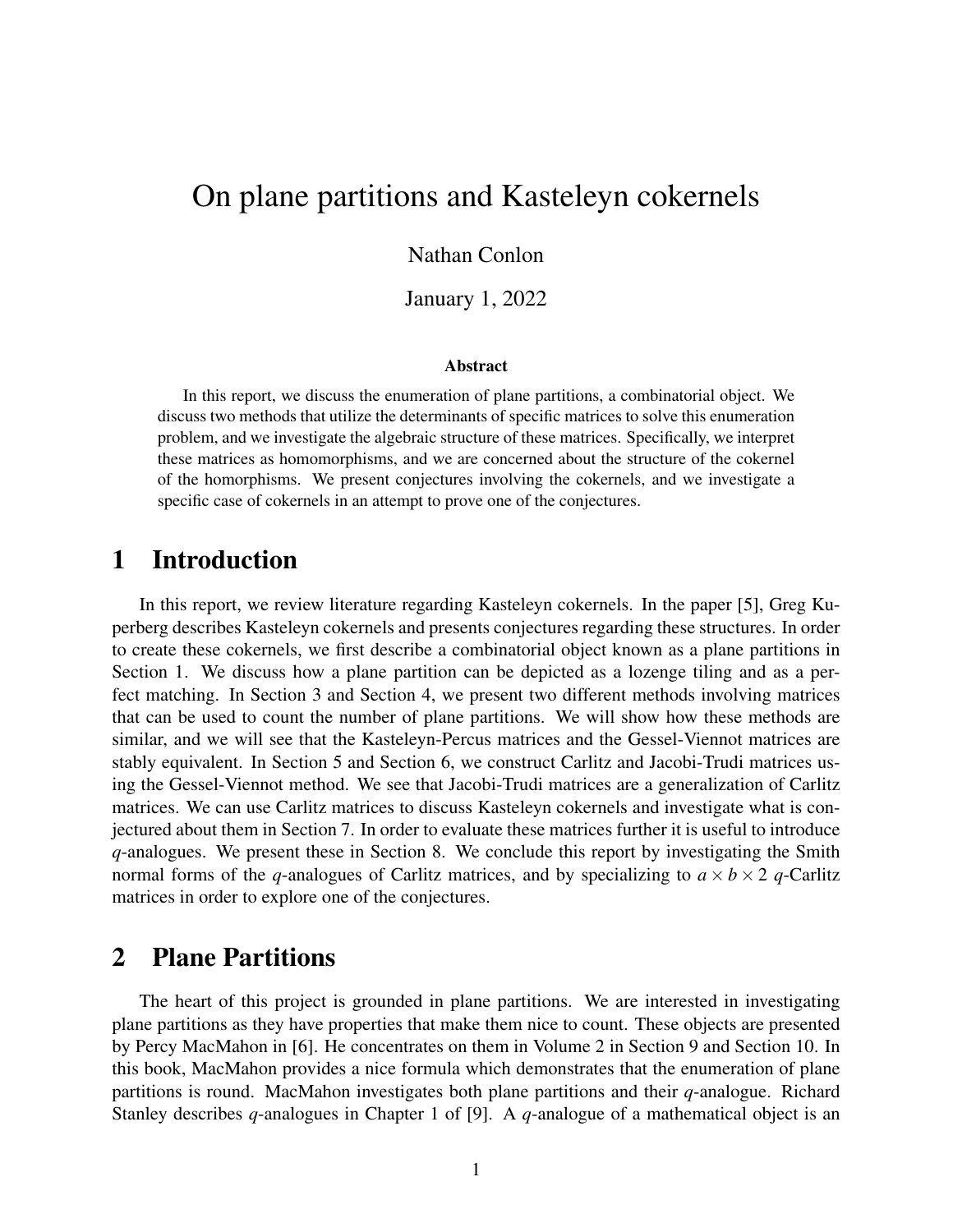# On plane partitions and Kasteleyn cokernels

Nathan Conlon

January 1, 2022

### Abstract

In this report, we discuss the enumeration of plane partitions, a combinatorial object. We discuss two methods that utilize the determinants of specific matrices to solve this enumeration problem, and we investigate the algebraic structure of these matrices. Specifically, we interpret these matrices as homomorphisms, and we are concerned about the structure of the cokernel of the homorphisms. We present conjectures involving the cokernels, and we investigate a specific case of cokernels in an attempt to prove one of the conjectures.

## 1 Introduction

In this report, we review literature regarding Kasteleyn cokernels. In the paper [5], Greg Kuperberg describes Kasteleyn cokernels and presents conjectures regarding these structures. In order to create these cokernels, we first describe a combinatorial object known as a plane partitions in Section 1. We discuss how a plane partition can be depicted as a lozenge tiling and as a perfect matching. In Section 3 and Section 4, we present two different methods involving matrices that can be used to count the number of plane partitions. We will show how these methods are similar, and we will see that the Kasteleyn-Percus matrices and the Gessel-Viennot matrices are stably equivalent. In Section 5 and Section 6, we construct Carlitz and Jacobi-Trudi matrices using the Gessel-Viennot method. We see that Jacobi-Trudi matrices are a generalization of Carlitz matrices. We can use Carlitz matrices to discuss Kasteleyn cokernels and investigate what is conjectured about them in Section 7. In order to evaluate these matrices further it is useful to introduce $q$-analogues. We present these in Section 8. We conclude this report by investigating the Smith normal forms of the $q$-analogues of Carlitz matrices, and by specializing to $a \times b \times 2$ $q$-Carlitz matrices in order to explore one of the conjectures.

## 2 Plane Partitions

The heart of this project is grounded in plane partitions. We are interested in investigating plane partitions as they have properties that make them nice to count. These objects are presented by Percy MacMahon in [6]. He concentrates on them in Volume 2 in Section 9 and Section 10. In this book, MacMahon provides a nice formula which demonstrates that the enumeration of plane partitions is round. MacMahon investigates both plane partitions and their $q$-analogue. Richard Stanley describes $q$-analogues in Chapter 1 of [9]. A $q$-analogue of a mathematical object is an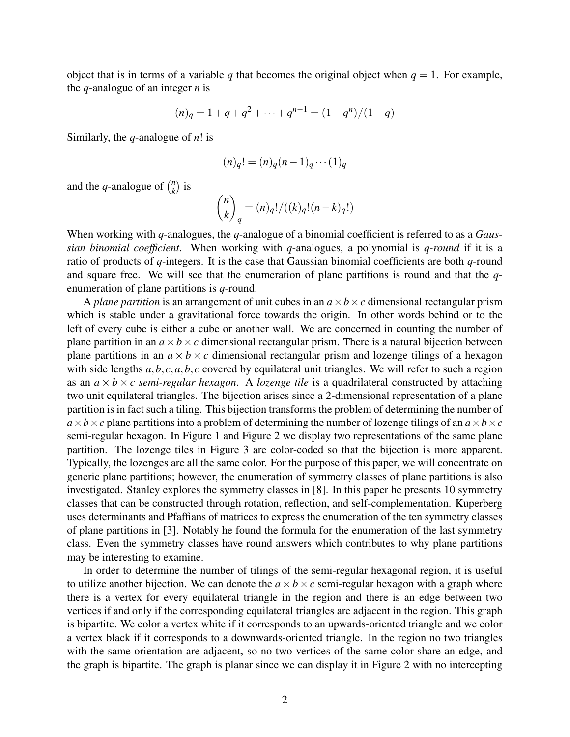object that is in terms of a variable $q$ that becomes the original object when $q = 1$. For example, the $q$-analogue of an integer $n$ is

$$(n)_q = 1 + q + q^2 + \cdots + q^{n-1} = (1 - q^n)/(1 - q)$$

Similarly, the $q$-analogue of $n!$ is

$$(n)_q! = (n)_q (n-1)_q \cdots (1)_q$$

and the $q$-analogue of $\binom{n}{k}$ is

$$\binom{n}{k}_q = (n)_q!/((k)_q!(n-k)_q!)$$

When working with $q$-analogues, the $q$-analogue of a binomial coefficient is referred to as a *Gaussian binomial coefficient*. When working with $q$-analogues, a polynomial is *$q$-round* if it is a ratio of products of $q$-integers. It is the case that Gaussian binomial coefficients are both $q$-round and square free. We will see that the enumeration of plane partitions is round and that the $q$-enumeration of plane partitions is $q$-round.

A *plane partition* is an arrangement of unit cubes in an $a \times b \times c$ dimensional rectangular prism which is stable under a gravitational force towards the origin. In other words behind or to the left of every cube is either a cube or another wall. We are concerned in counting the number of plane partition in an $a \times b \times c$ dimensional rectangular prism. There is a natural bijection between plane partitions in an $a \times b \times c$ dimensional rectangular prism and lozenge tilings of a hexagon with side lengths $a, b, c, a, b, c$ covered by equilateral unit triangles. We will refer to such a region as an $a \times b \times c$ *semi-regular hexagon*. A *lozenge tile* is a quadrilateral constructed by attaching two unit equilateral triangles. The bijection arises since a 2-dimensional representation of a plane partition is in fact such a tiling. This bijection transforms the problem of determining the number of $a \times b \times c$ plane partitions into a problem of determining the number of lozenge tilings of an $a \times b \times c$ semi-regular hexagon. In Figure 1 and Figure 2 we display two representations of the same plane partition. The lozenge tiles in Figure 3 are color-coded so that the bijection is more apparent. Typically, the lozenges are all the same color. For the purpose of this paper, we will concentrate on generic plane partitions; however, the enumeration of symmetry classes of plane partitions is also investigated. Stanley explores the symmetry classes in [8]. In this paper he presents 10 symmetry classes that can be constructed through rotation, reflection, and self-complementation. Kuperberg uses determinants and Pfaffians of matrices to express the enumeration of the ten symmetry classes of plane partitions in [3]. Notably he found the formula for the enumeration of the last symmetry class. Even the symmetry classes have round answers which contributes to why plane partitions may be interesting to examine.

In order to determine the number of tilings of the semi-regular hexagonal region, it is useful to utilize another bijection. We can denote the $a \times b \times c$ semi-regular hexagon with a graph where there is a vertex for every equilateral triangle in the region and there is an edge between two vertices if and only if the corresponding equilateral triangles are adjacent in the region. This graph is bipartite. We color a vertex white if it corresponds to an upwards-oriented triangle and we color a vertex black if it corresponds to a downwards-oriented triangle. In the region no two triangles with the same orientation are adjacent, so no two vertices of the same color share an edge, and the graph is bipartite. The graph is planar since we can display it in Figure 2 with no intercepting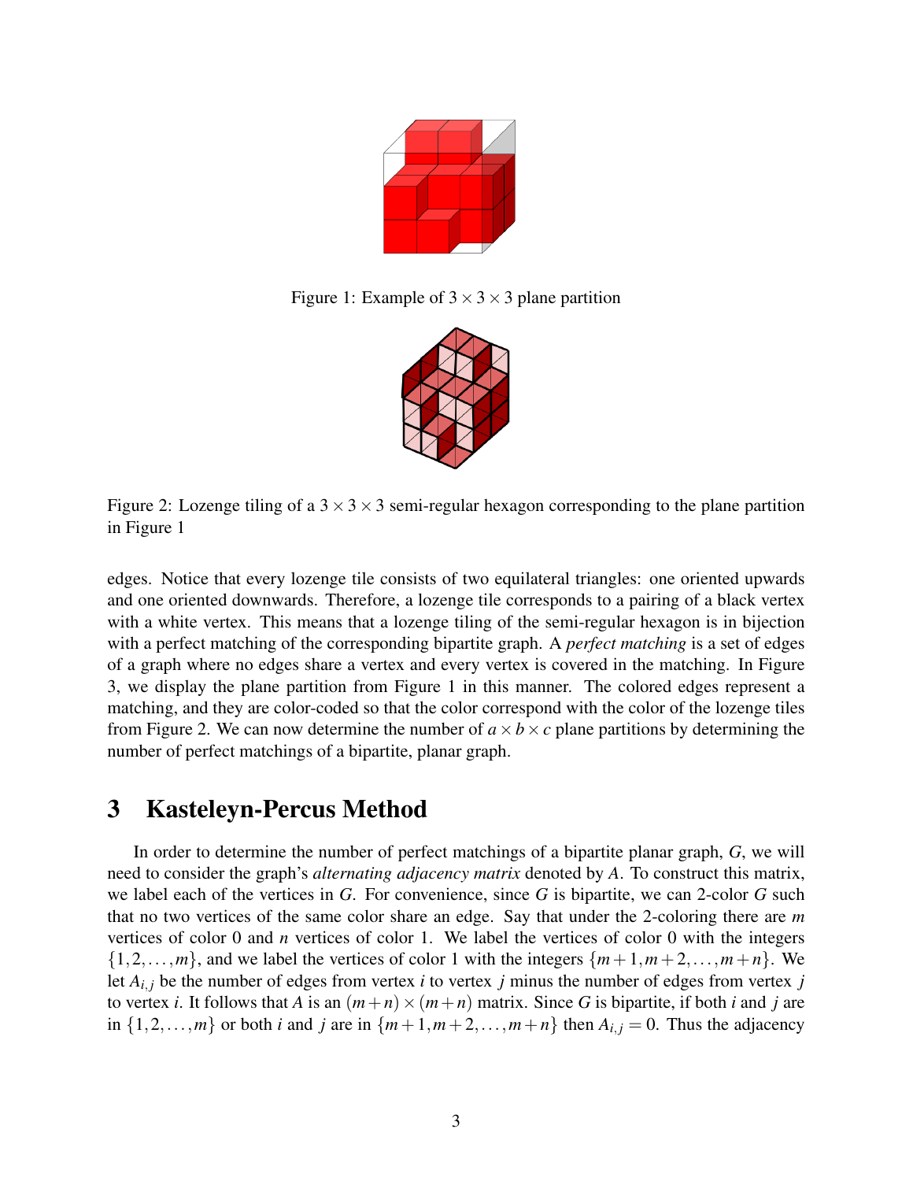Figure 1: Example of $3 \times 3 \times 3$ plane partition

Figure 2: Lozenge tiling of a $3 \times 3 \times 3$ semi-regular hexagon corresponding to the plane partition in Figure 1

edges. Notice that every lozenge tile consists of two equilateral triangles: one oriented upwards and one oriented downwards. Therefore, a lozenge tile corresponds to a pairing of a black vertex with a white vertex. This means that a lozenge tiling of the semi-regular hexagon is in bijection with a perfect matching of the corresponding bipartite graph. A *perfect matching* is a set of edges of a graph where no edges share a vertex and every vertex is covered in the matching. In Figure 3, we display the plane partition from Figure 1 in this manner. The colored edges represent a matching, and they are color-coded so that the color correspond with the color of the lozenge tiles from Figure 2. We can now determine the number of $a \times b \times c$ plane partitions by determining the number of perfect matchings of a bipartite, planar graph.

# 3 Kasteleyn-Percus Method

In order to determine the number of perfect matchings of a bipartite planar graph, $G$, we will need to consider the graph's *alternating adjacency matrix* denoted by $A$. To construct this matrix, we label each of the vertices in $G$. For convenience, since $G$ is bipartite, we can 2-color $G$ such that no two vertices of the same color share an edge. Say that under the 2-coloring there are $m$ vertices of color 0 and $n$ vertices of color 1. We label the vertices of color 0 with the integers $\{1, 2, \ldots, m\}$, and we label the vertices of color 1 with the integers $\{m+1, m+2, \ldots, m+n\}$. We let $A_{i,j}$ be the number of edges from vertex $i$ to vertex $j$ minus the number of edges from vertex $j$ to vertex $i$. It follows that $A$ is an $(m+n) \times (m+n)$ matrix. Since $G$ is bipartite, if both $i$ and $j$ are in $\{1, 2, \ldots, m\}$ or both $i$ and $j$ are in $\{m+1, m+2, \ldots, m+n\}$ then $A_{i,j} = 0$. Thus the adjacency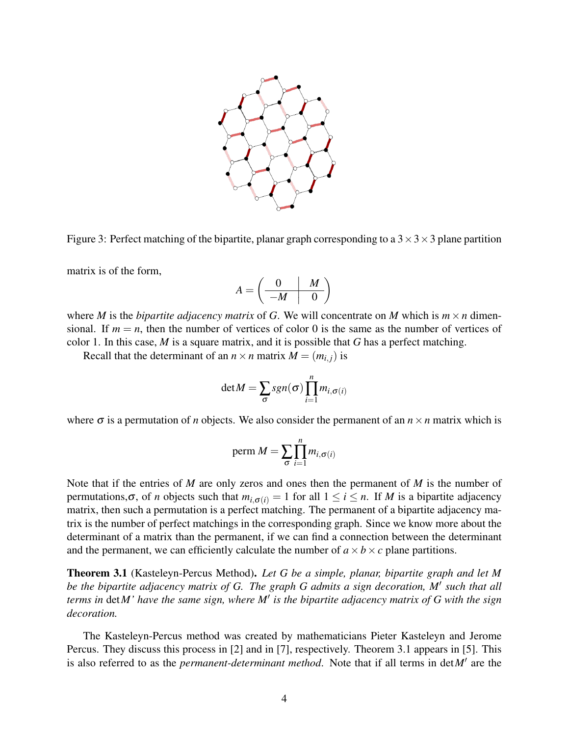Figure 3: Perfect matching of the bipartite, planar graph corresponding to a $3 \times 3 \times 3$ plane partition

matrix is of the form,

$$A = \left( \begin{array}{c|c} 0 & M \\ \hline -M & 0 \end{array} \right)$$

where $M$ is the *bipartite adjacency matrix* of $G$. We will concentrate on $M$ which is $m \times n$ dimensional. If $m = n$, then the number of vertices of color 0 is the same as the number of vertices of color 1. In this case, $M$ is a square matrix, and it is possible that $G$ has a perfect matching.

Recall that the determinant of an $n \times n$ matrix $M = (m_{i,j})$ is

$$\det M = \sum_{\sigma} sgn(\sigma) \prod_{i=1}^{n} m_{i,\sigma(i)}$$

where $\sigma$ is a permutation of $n$ objects. We also consider the permanent of an $n \times n$ matrix which is

$$\text{perm } M = \sum_{\sigma} \prod_{i=1}^{n} m_{i,\sigma(i)}$$

Note that if the entries of $M$ are only zeros and ones then the permanent of $M$ is the number of permutations,$\sigma$, of $n$ objects such that $m_{i,\sigma(i)} = 1$ for all $1 \leq i \leq n$. If $M$ is a bipartite adjacency matrix, then such a permutation is a perfect matching. The permanent of a bipartite adjacency matrix is the number of perfect matchings in the corresponding graph. Since we know more about the determinant of a matrix than the permanent, if we can find a connection between the determinant and the permanent, we can efficiently calculate the number of $a \times b \times c$ plane partitions.

**Theorem 3.1** (Kasteleyn-Percus Method)**.** *Let $G$ be a simple, planar, bipartite graph and let $M$ be the bipartite adjacency matrix of $G$. The graph $G$ admits a sign decoration, $M'$ such that all terms in* $\det M'$ *have the same sign, where $M'$ is the bipartite adjacency matrix of $G$ with the sign decoration.*

The Kasteleyn-Percus method was created by mathematicians Pieter Kasteleyn and Jerome Percus. They discuss this process in [2] and in [7], respectively. Theorem 3.1 appears in [5]. This is also referred to as the *permanent-determinant method*. Note that if all terms in $\det M'$ are the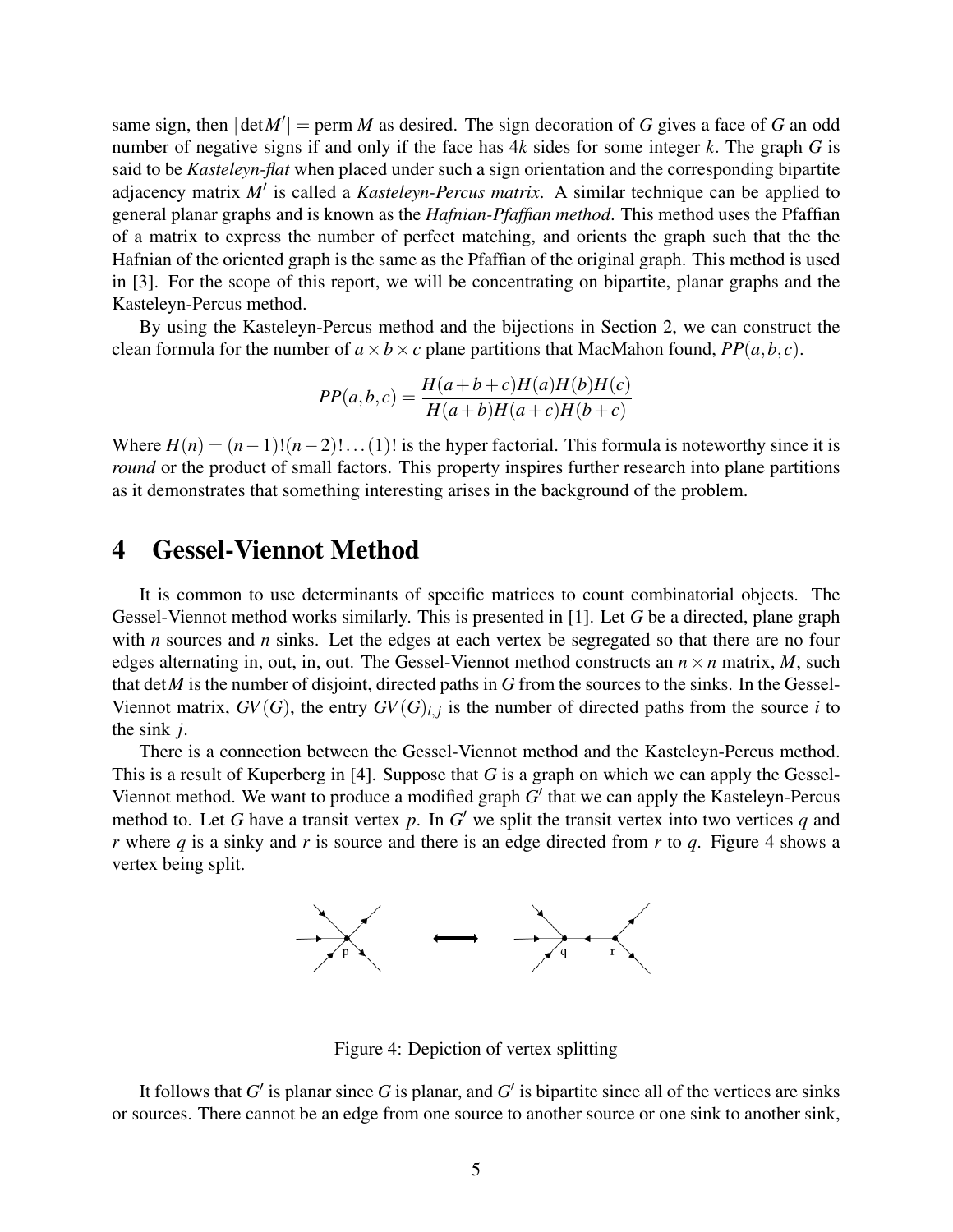same sign, then $|\det M'| = \text{perm } M$ as desired. The sign decoration of $G$ gives a face of $G$ an odd number of negative signs if and only if the face has $4k$ sides for some integer $k$. The graph $G$ is said to be *Kasteleyn-flat* when placed under such a sign orientation and the corresponding bipartite adjacency matrix $M'$ is called a *Kasteleyn-Percus matrix*. A similar technique can be applied to general planar graphs and is known as the *Hafnian-Pfaffian method*. This method uses the Pfaffian of a matrix to express the number of perfect matching, and orients the graph such that the the Hafnian of the oriented graph is the same as the Pfaffian of the original graph. This method is used in [3]. For the scope of this report, we will be concentrating on bipartite, planar graphs and the Kasteleyn-Percus method.

By using the Kasteleyn-Percus method and the bijections in Section 2, we can construct the clean formula for the number of $a \times b \times c$ plane partitions that MacMahon found, $PP(a,b,c)$.

$$PP(a,b,c) = \frac{H(a+b+c)H(a)H(b)H(c)}{H(a+b)H(a+c)H(b+c)}$$

Where $H(n) = (n-1)!(n-2)!\dots(1)!$ is the hyper factorial. This formula is noteworthy since it is *round* or the product of small factors. This property inspires further research into plane partitions as it demonstrates that something interesting arises in the background of the problem.

# 4 Gessel-Viennot Method

It is common to use determinants of specific matrices to count combinatorial objects. The Gessel-Viennot method works similarly. This is presented in [1]. Let $G$ be a directed, plane graph with $n$ sources and $n$ sinks. Let the edges at each vertex be segregated so that there are no four edges alternating in, out, in, out. The Gessel-Viennot method constructs an $n \times n$ matrix, $M$, such that $\det M$ is the number of disjoint, directed paths in $G$ from the sources to the sinks. In the Gessel-Viennot matrix, $GV(G)$, the entry $GV(G)_{i,j}$ is the number of directed paths from the source $i$ to the sink $j$.

There is a connection between the Gessel-Viennot method and the Kasteleyn-Percus method. This is a result of Kuperberg in [4]. Suppose that $G$ is a graph on which we can apply the Gessel-Viennot method. We want to produce a modified graph $G'$ that we can apply the Kasteleyn-Percus method to. Let $G$ have a transit vertex $p$. In $G'$ we split the transit vertex into two vertices $q$ and $r$ where $q$ is a sinky and $r$ is source and there is an edge directed from $r$ to $q$. Figure 4 shows a vertex being split.

Figure 4: Depiction of vertex splitting

It follows that $G'$ is planar since $G$ is planar, and $G'$ is bipartite since all of the vertices are sinks or sources. There cannot be an edge from one source to another source or one sink to another sink,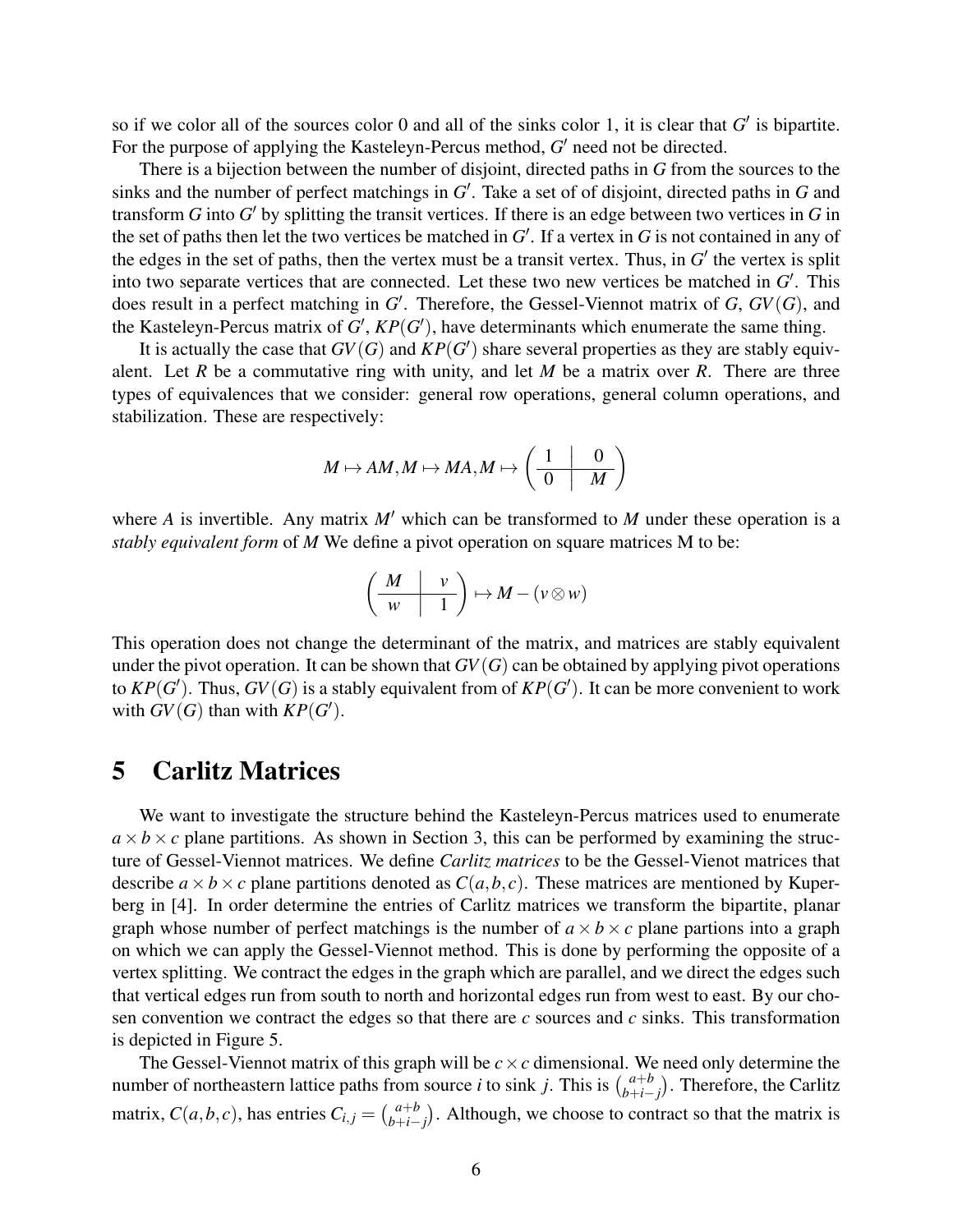so if we color all of the sources color 0 and all of the sinks color 1, it is clear that $G'$ is bipartite. For the purpose of applying the Kasteleyn-Percus method, $G'$ need not be directed.

There is a bijection between the number of disjoint, directed paths in $G$ from the sources to the sinks and the number of perfect matchings in $G'$. Take a set of of disjoint, directed paths in $G$ and transform $G$ into $G'$ by splitting the transit vertices. If there is an edge between two vertices in $G$ in the set of paths then let the two vertices be matched in $G'$. If a vertex in $G$ is not contained in any of the edges in the set of paths, then the vertex must be a transit vertex. Thus, in $G'$ the vertex is split into two separate vertices that are connected. Let these two new vertices be matched in $G'$. This does result in a perfect matching in $G'$. Therefore, the Gessel-Viennot matrix of $G$, $GV(G)$, and the Kasteleyn-Percus matrix of $G'$, $KP(G')$, have determinants which enumerate the same thing.

It is actually the case that $GV(G)$ and $KP(G')$ share several properties as they are stably equivalent. Let $R$ be a commutative ring with unity, and let $M$ be a matrix over $R$. There are three types of equivalences that we consider: general row operations, general column operations, and stabilization. These are respectively:

$$M \mapsto AM, M \mapsto MA, M \mapsto \left(\begin{array}{c|c} 1 & 0 \\ \hline 0 & M \end{array}\right)$$

where $A$ is invertible. Any matrix $M'$ which can be transformed to $M$ under these operation is a *stably equivalent form* of $M$ We define a pivot operation on square matrices M to be:

$$\left(\begin{array}{c|c} M & v \\ \hline w & 1 \end{array}\right) \mapsto M - (v \otimes w)$$

This operation does not change the determinant of the matrix, and matrices are stably equivalent under the pivot operation. It can be shown that $GV(G)$ can be obtained by applying pivot operations to $KP(G')$. Thus, $GV(G)$ is a stably equivalent from of $KP(G')$. It can be more convenient to work with $GV(G)$ than with $KP(G')$.

# 5 Carlitz Matrices

We want to investigate the structure behind the Kasteleyn-Percus matrices used to enumerate $a \times b \times c$ plane partitions. As shown in Section 3, this can be performed by examining the structure of Gessel-Viennot matrices. We define *Carlitz matrices* to be the Gessel-Vienot matrices that describe $a \times b \times c$ plane partitions denoted as $C(a,b,c)$. These matrices are mentioned by Kuperberg in [4]. In order determine the entries of Carlitz matrices we transform the bipartite, planar graph whose number of perfect matchings is the number of $a \times b \times c$ plane partions into a graph on which we can apply the Gessel-Viennot method. This is done by performing the opposite of a vertex splitting. We contract the edges in the graph which are parallel, and we direct the edges such that vertical edges run from south to north and horizontal edges run from west to east. By our chosen convention we contract the edges so that there are $c$ sources and $c$ sinks. This transformation is depicted in Figure 5.

The Gessel-Viennot matrix of this graph will be $c \times c$ dimensional. We need only determine the number of northeastern lattice paths from source $i$ to sink $j$. This is $\binom{a+b}{b+i-j}$. Therefore, the Carlitz matrix, $C(a,b,c)$, has entries $C_{i,j} = \binom{a+b}{b+i-j}$. Although, we choose to contract so that the matrix is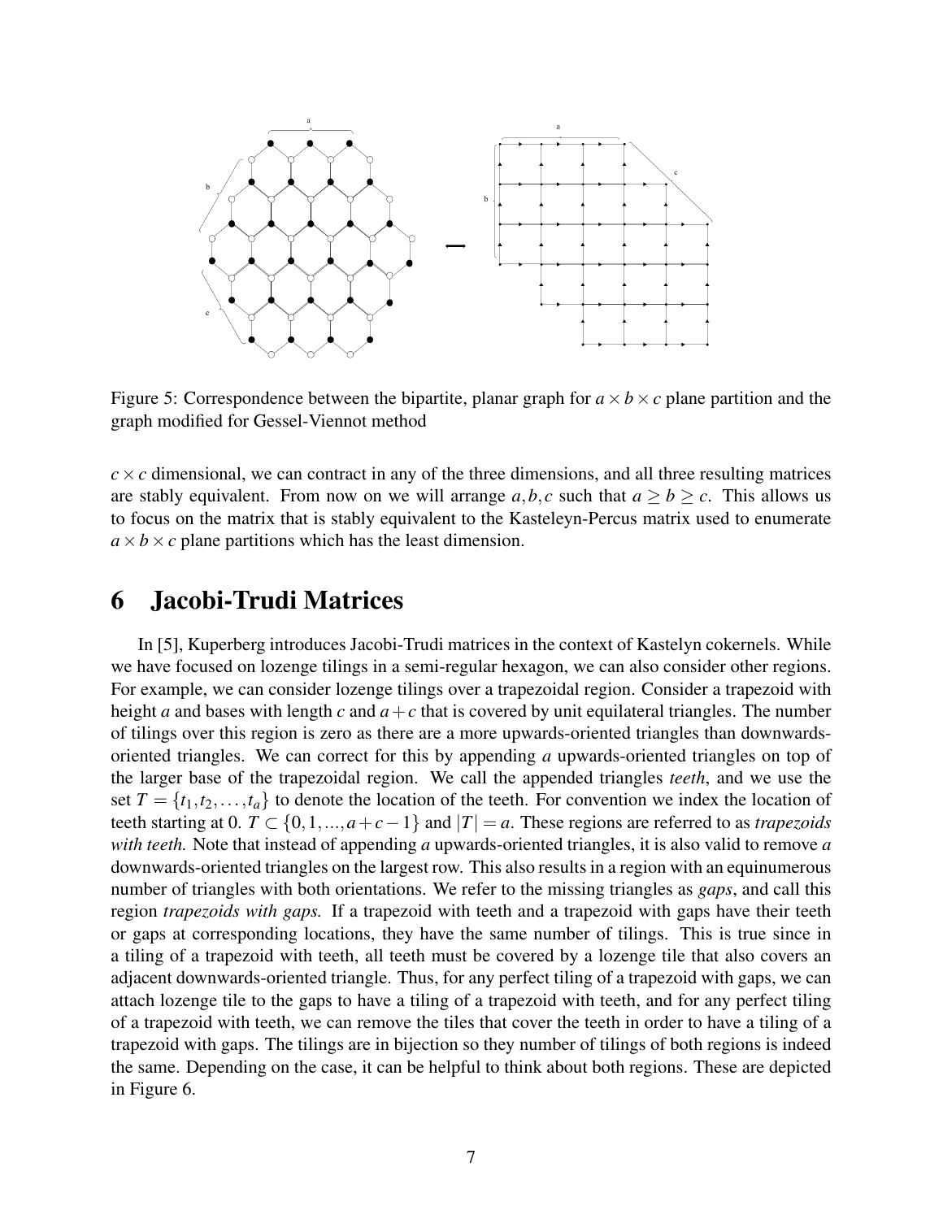Figure 5: Correspondence between the bipartite, planar graph for $a \times b \times c$ plane partition and the graph modified for Gessel-Viennot method

$c \times c$ dimensional, we can contract in any of the three dimensions, and all three resulting matrices are stably equivalent. From now on we will arrange $a, b, c$ such that $a \geq b \geq c$. This allows us to focus on the matrix that is stably equivalent to the Kasteleyn-Percus matrix used to enumerate $a \times b \times c$ plane partitions which has the least dimension.

# 6 Jacobi-Trudi Matrices

In [5], Kuperberg introduces Jacobi-Trudi matrices in the context of Kastelyn cokernels. While we have focused on lozenge tilings in a semi-regular hexagon, we can also consider other regions. For example, we can consider lozenge tilings over a trapezoidal region. Consider a trapezoid with height $a$ and bases with length $c$ and $a+c$ that is covered by unit equilateral triangles. The number of tilings over this region is zero as there are a more upwards-oriented triangles than downwards-oriented triangles. We can correct for this by appending $a$ upwards-oriented triangles on top of the larger base of the trapezoidal region. We call the appended triangles *teeth*, and we use the set $T = \{t_1, t_2, \dots, t_a\}$ to denote the location of the teeth. For convention we index the location of teeth starting at 0. $T \subset \{0, 1, ..., a+c-1\}$ and $|T| = a$. These regions are referred to as *trapezoids with teeth.* Note that instead of appending $a$ upwards-oriented triangles, it is also valid to remove $a$ downwards-oriented triangles on the largest row. This also results in a region with an equinumerous number of triangles with both orientations. We refer to the missing triangles as *gaps*, and call this region *trapezoids with gaps.* If a trapezoid with teeth and a trapezoid with gaps have their teeth or gaps at corresponding locations, they have the same number of tilings. This is true since in a tiling of a trapezoid with teeth, all teeth must be covered by a lozenge tile that also covers an adjacent downwards-oriented triangle. Thus, for any perfect tiling of a trapezoid with gaps, we can attach lozenge tile to the gaps to have a tiling of a trapezoid with teeth, and for any perfect tiling of a trapezoid with teeth, we can remove the tiles that cover the teeth in order to have a tiling of a trapezoid with gaps. The tilings are in bijection so they number of tilings of both regions is indeed the same. Depending on the case, it can be helpful to think about both regions. These are depicted in Figure 6.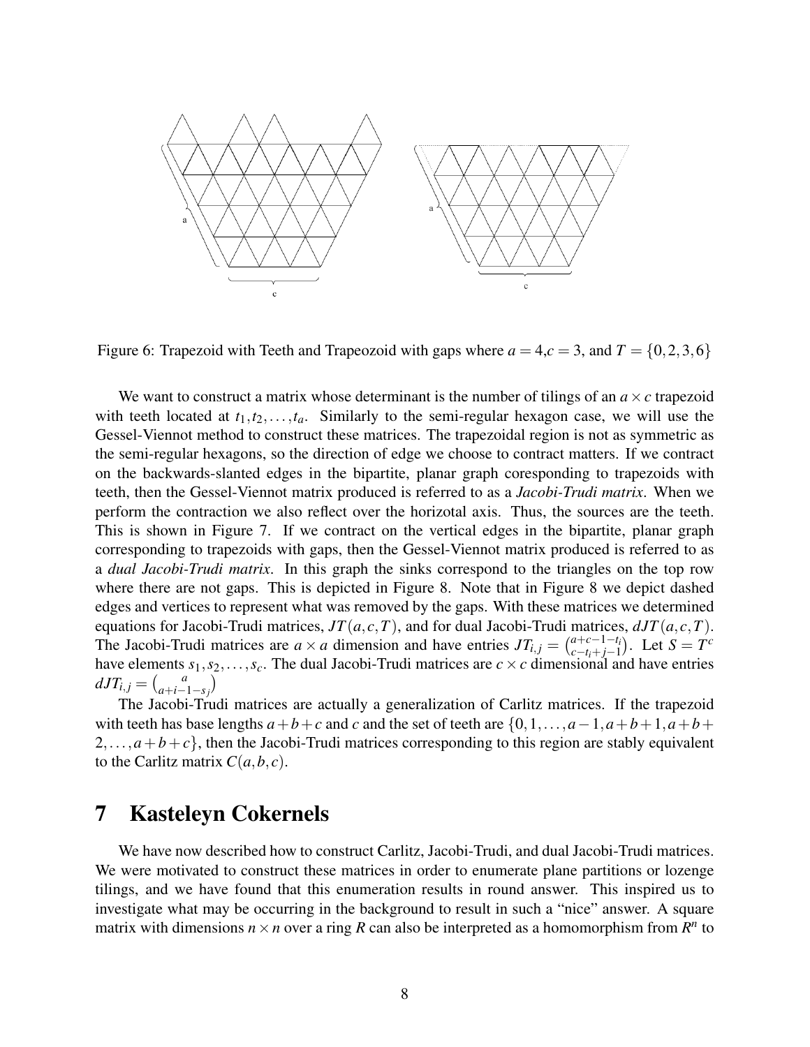Figure 6: Trapezoid with Teeth and Trapeozoid with gaps where $a = 4$,$c = 3$, and $T = \{0, 2, 3, 6\}$

We want to construct a matrix whose determinant is the number of tilings of an $a \times c$ trapezoid with teeth located at $t_1, t_2, \ldots, t_a$. Similarly to the semi-regular hexagon case, we will use the Gessel-Viennot method to construct these matrices. The trapezoidal region is not as symmetric as the semi-regular hexagons, so the direction of edge we choose to contract matters. If we contract on the backwards-slanted edges in the bipartite, planar graph coresponding to trapezoids with teeth, then the Gessel-Viennot matrix produced is referred to as a *Jacobi-Trudi matrix*. When we perform the contraction we also reflect over the horizotal axis. Thus, the sources are the teeth. This is shown in Figure 7. If we contract on the vertical edges in the bipartite, planar graph corresponding to trapezoids with gaps, then the Gessel-Viennot matrix produced is referred to as a *dual Jacobi-Trudi matrix*. In this graph the sinks correspond to the triangles on the top row where there are not gaps. This is depicted in Figure 8. Note that in Figure 8 we depict dashed edges and vertices to represent what was removed by the gaps. With these matrices we determined equations for Jacobi-Trudi matrices, $JT(a, c, T)$, and for dual Jacobi-Trudi matrices, $dJT(a, c, T)$. The Jacobi-Trudi matrices are $a \times a$ dimension and have entries $JT_{i,j} = \binom{a+c-1-t_i}{c-t_i+j-1}$. Let $S = T^c$ have elements $s_1, s_2, \ldots, s_c$. The dual Jacobi-Trudi matrices are $c \times c$ dimensional and have entries $dJT_{i,j} = \binom{a}{a+i-1-s_j}$

The Jacobi-Trudi matrices are actually a generalization of Carlitz matrices. If the trapezoid with teeth has base lengths $a+b+c$ and $c$ and the set of teeth are $\{0, 1, \ldots, a-1, a+b+1, a+b+2, \ldots, a+b+c\}$, then the Jacobi-Trudi matrices corresponding to this region are stably equivalent to the Carlitz matrix $C(a, b, c)$.

# 7 Kasteleyn Cokernels

We have now described how to construct Carlitz, Jacobi-Trudi, and dual Jacobi-Trudi matrices. We were motivated to construct these matrices in order to enumerate plane partitions or lozenge tilings, and we have found that this enumeration results in round answer. This inspired us to investigate what may be occurring in the background to result in such a "nice" answer. A square matrix with dimensions $n \times n$ over a ring $R$ can also be interpreted as a homomorphism from $R^n$ to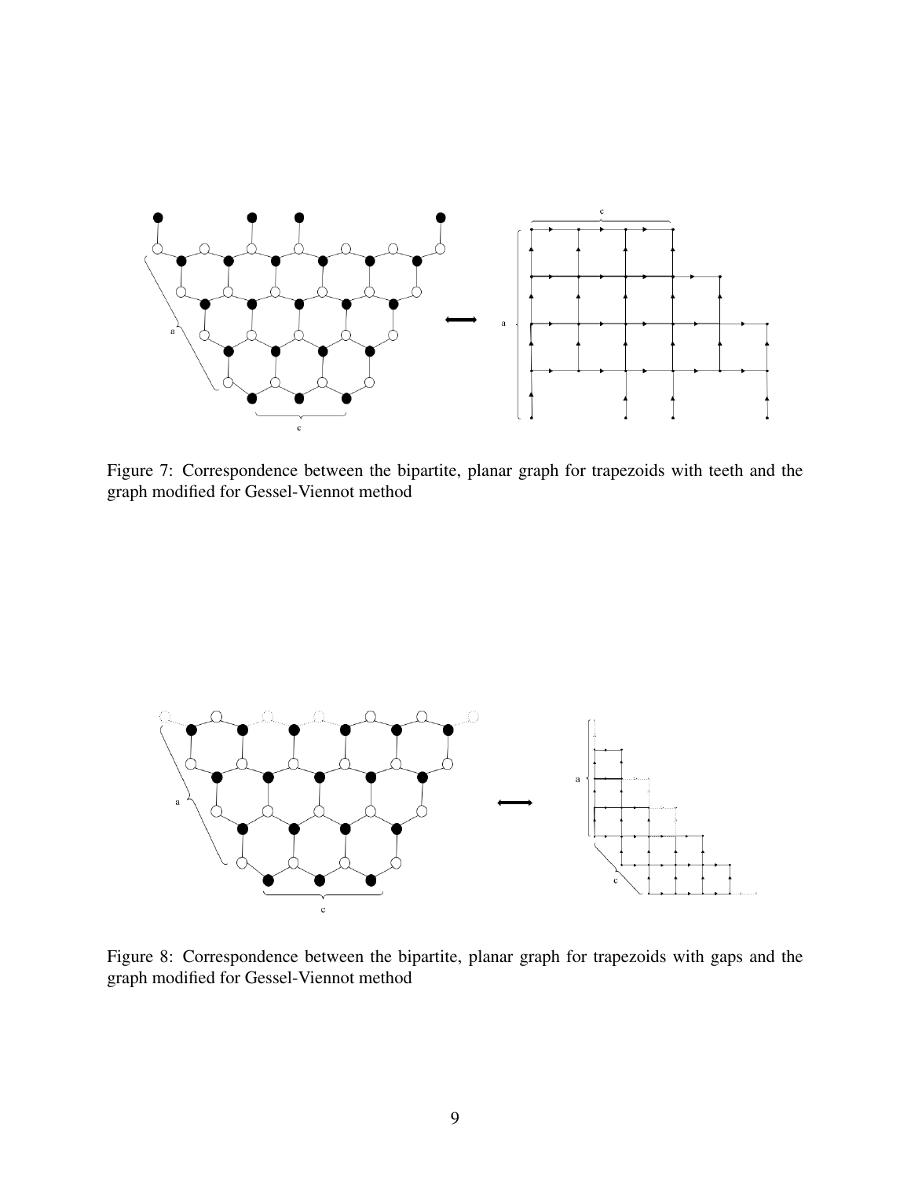Figure 7: Correspondence between the bipartite, planar graph for trapezoids with teeth and the graph modified for Gessel-Viennot method

Figure 8: Correspondence between the bipartite, planar graph for trapezoids with gaps and the graph modified for Gessel-Viennot method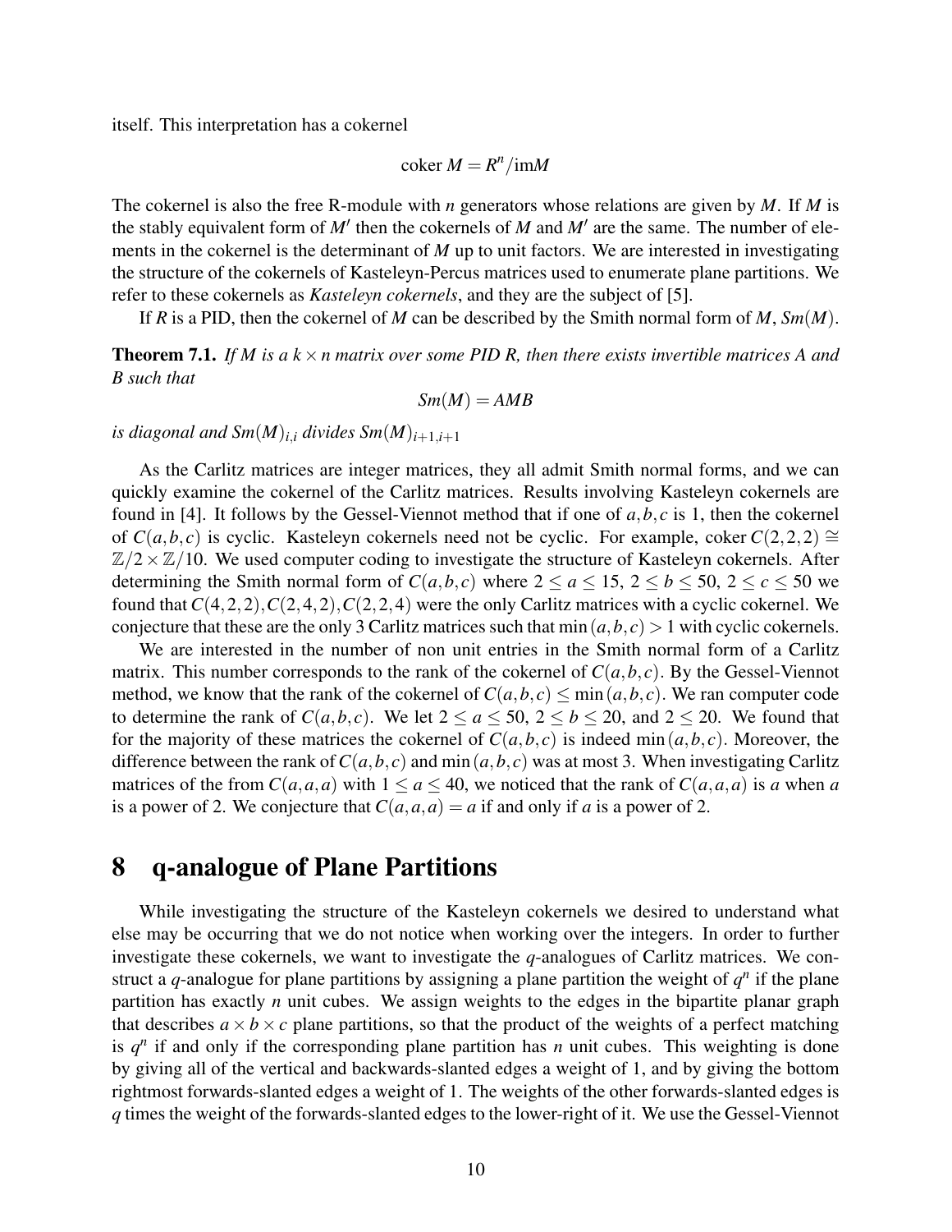itself. This interpretation has a cokernel

$$\text{coker } M = R^n/\text{im}M$$

The cokernel is also the free R-module with $n$ generators whose relations are given by $M$. If $M$ is the stably equivalent form of $M'$ then the cokernels of $M$ and $M'$ are the same. The number of elements in the cokernel is the determinant of $M$ up to unit factors. We are interested in investigating the structure of the cokernels of Kasteleyn-Percus matrices used to enumerate plane partitions. We refer to these cokernels as *Kasteleyn cokernels*, and they are the subject of [5].

If $R$ is a PID, then the cokernel of $M$ can be described by the Smith normal form of $M$, $Sm(M)$.

**Theorem 7.1.** *If $M$ is a $k \times n$ matrix over some PID $R$, then there exists invertible matrices $A$ and $B$ such that*

$$Sm(M) = AMB$$

*is diagonal and $Sm(M)_{i,i}$ divides $Sm(M)_{i+1,i+1}$*

As the Carlitz matrices are integer matrices, they all admit Smith normal forms, and we can quickly examine the cokernel of the Carlitz matrices. Results involving Kasteleyn cokernels are found in [4]. It follows by the Gessel-Viennot method that if one of $a, b, c$ is 1, then the cokernel of $C(a,b,c)$ is cyclic. Kasteleyn cokernels need not be cyclic. For example, coker $C(2,2,2) \cong \mathbb{Z}/2 \times \mathbb{Z}/10$. We used computer coding to investigate the structure of Kasteleyn cokernels. After determining the Smith normal form of $C(a,b,c)$ where $2 \leq a \leq 15$, $2 \leq b \leq 50$, $2 \leq c \leq 50$ we found that $C(4,2,2), C(2,4,2), C(2,2,4)$ were the only Carlitz matrices with a cyclic cokernel. We conjecture that these are the only 3 Carlitz matrices such that $\min(a,b,c) > 1$ with cyclic cokernels.

We are interested in the number of non unit entries in the Smith normal form of a Carlitz matrix. This number corresponds to the rank of the cokernel of $C(a,b,c)$. By the Gessel-Viennot method, we know that the rank of the cokernel of $C(a,b,c) \leq \min(a,b,c)$. We ran computer code to determine the rank of $C(a,b,c)$. We let $2 \leq a \leq 50$, $2 \leq b \leq 20$, and $2 \leq 20$. We found that for the majority of these matrices the cokernel of $C(a,b,c)$ is indeed $\min(a,b,c)$. Moreover, the difference between the rank of $C(a,b,c)$ and $\min(a,b,c)$ was at most 3. When investigating Carlitz matrices of the from $C(a,a,a)$ with $1 \leq a \leq 40$, we noticed that the rank of $C(a,a,a)$ is $a$ when $a$ is a power of 2. We conjecture that $C(a,a,a) = a$ if and only if $a$ is a power of 2.

# 8 q-analogue of Plane Partitions

While investigating the structure of the Kasteleyn cokernels we desired to understand what else may be occurring that we do not notice when working over the integers. In order to further investigate these cokernels, we want to investigate the $q$-analogues of Carlitz matrices. We construct a $q$-analogue for plane partitions by assigning a plane partition the weight of $q^n$ if the plane partition has exactly $n$ unit cubes. We assign weights to the edges in the bipartite planar graph that describes $a \times b \times c$ plane partitions, so that the product of the weights of a perfect matching is $q^n$ if and only if the corresponding plane partition has $n$ unit cubes. This weighting is done by giving all of the vertical and backwards-slanted edges a weight of 1, and by giving the bottom rightmost forwards-slanted edges a weight of 1. The weights of the other forwards-slanted edges is $q$ times the weight of the forwards-slanted edges to the lower-right of it. We use the Gessel-Viennot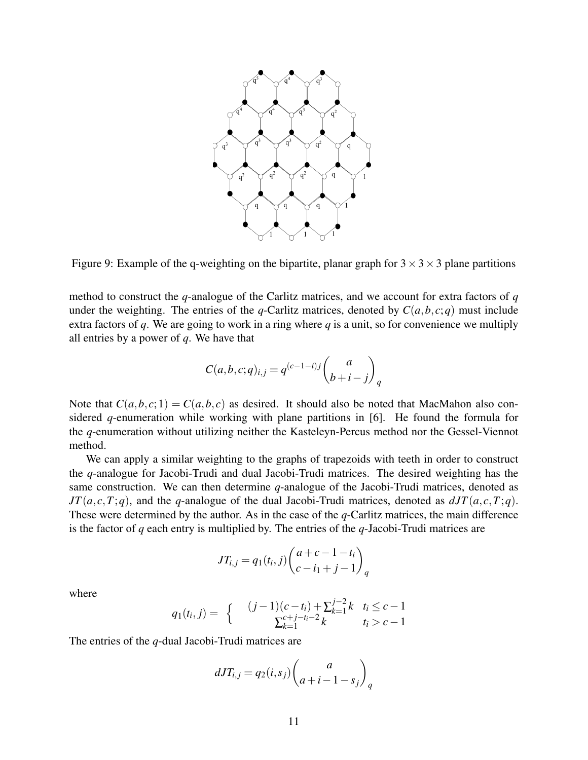Figure 9: Example of the q-weighting on the bipartite, planar graph for $3 \times 3 \times 3$ plane partitions

method to construct the $q$-analogue of the Carlitz matrices, and we account for extra factors of $q$ under the weighting. The entries of the $q$-Carlitz matrices, denoted by $C(a,b,c;q)$ must include extra factors of $q$. We are going to work in a ring where $q$ is a unit, so for convenience we multiply all entries by a power of $q$. We have that

$$C(a,b,c;q)_{i,j} = q^{(c-1-i)j} \binom{a}{b+i-j}_q$$

Note that $C(a,b,c;1) = C(a,b,c)$ as desired. It should also be noted that MacMahon also considered $q$-enumeration while working with plane partitions in [6]. He found the formula for the $q$-enumeration without utilizing neither the Kasteleyn-Percus method nor the Gessel-Viennot method.

We can apply a similar weighting to the graphs of trapezoids with teeth in order to construct the $q$-analogue for Jacobi-Trudi and dual Jacobi-Trudi matrices. The desired weighting has the same construction. We can then determine $q$-analogue of the Jacobi-Trudi matrices, denoted as $JT(a,c,T;q)$, and the $q$-analogue of the dual Jacobi-Trudi matrices, denoted as $dJT(a,c,T;q)$. These were determined by the author. As in the case of the $q$-Carlitz matrices, the main difference is the factor of $q$ each entry is multiplied by. The entries of the $q$-Jacobi-Trudi matrices are

$$JT_{i,j} = q_1(t_i,j) \binom{a+c-1-t_i}{c-i_1+j-1}_q$$

where

$$q_1(t_i,j) = \begin{cases} (j-1)(c-t_i) + \sum_{k=1}^{j-2} k & t_i \leq c-1 \\ \sum_{k=1}^{c+j-t_i-2} k & t_i > c-1 \end{cases}$$

The entries of the $q$-dual Jacobi-Trudi matrices are

$$dJT_{i,j} = q_2(i,s_j) \binom{a}{a+i-1-s_j}_q$$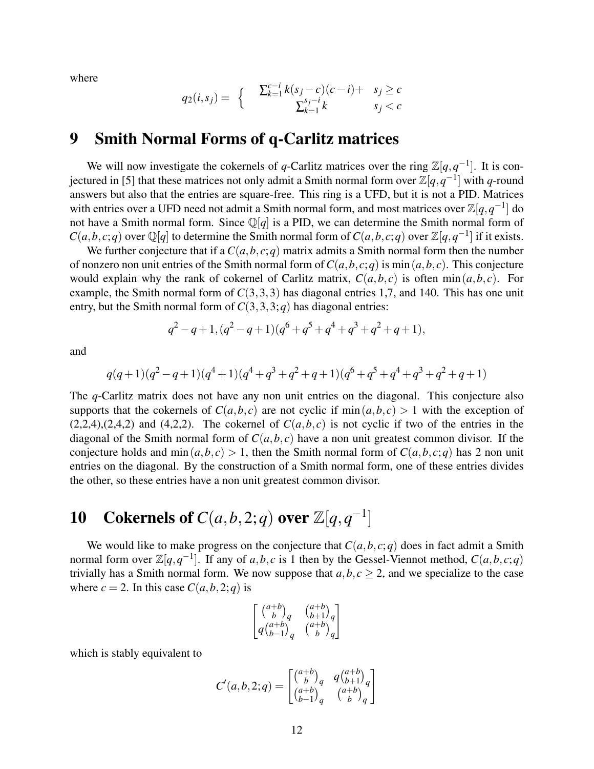where

$$q_2(i,s_j) = \begin{cases} \sum_{k=1}^{c-i} k(s_j-c)(c-i)+ & s_j \geq c \\ \sum_{k=1}^{s_j-i} k & s_j < c \end{cases}$$

## 9 Smith Normal Forms of q-Carlitz matrices

We will now investigate the cokernels of $q$-Carlitz matrices over the ring $\mathbb{Z}[q,q^{-1}]$. It is conjectured in [5] that these matrices not only admit a Smith normal form over $\mathbb{Z}[q,q^{-1}]$ with $q$-round answers but also that the entries are square-free. This ring is a UFD, but it is not a PID. Matrices with entries over a UFD need not admit a Smith normal form, and most matrices over $\mathbb{Z}[q,q^{-1}]$ do not have a Smith normal form. Since $\mathbb{Q}[q]$ is a PID, we can determine the Smith normal form of $C(a,b,c;q)$ over $\mathbb{Q}[q]$ to determine the Smith normal form of $C(a,b,c;q)$ over $\mathbb{Z}[q,q^{-1}]$ if it exists.

We further conjecture that if a $C(a,b,c;q)$ matrix admits a Smith normal form then the number of nonzero non unit entries of the Smith normal form of $C(a,b,c;q)$ is $\min(a,b,c)$. This conjecture would explain why the rank of cokernel of Carlitz matrix, $C(a,b,c)$ is often $\min(a,b,c)$. For example, the Smith normal form of $C(3,3,3)$ has diagonal entries 1,7, and 140. This has one unit entry, but the Smith normal form of $C(3,3,3;q)$ has diagonal entries:

$$q^2-q+1, (q^2-q+1)(q^6+q^5+q^4+q^3+q^2+q+1),$$

and

$$q(q+1)(q^2-q+1)(q^4+1)(q^4+q^3+q^2+q+1)(q^6+q^5+q^4+q^3+q^2+q+1)$$

The $q$-Carlitz matrix does not have any non unit entries on the diagonal. This conjecture also supports that the cokernels of $C(a,b,c)$ are not cyclic if $\min(a,b,c) > 1$ with the exception of (2,2,4),(2,4,2) and (4,2,2). The cokernel of $C(a,b,c)$ is not cyclic if two of the entries in the diagonal of the Smith normal form of $C(a,b,c)$ have a non unit greatest common divisor. If the conjecture holds and $\min(a,b,c) > 1$, then the Smith normal form of $C(a,b,c;q)$ has 2 non unit entries on the diagonal. By the construction of a Smith normal form, one of these entries divides the other, so these entries have a non unit greatest common divisor.

## 10 Cokernels of $C(a,b,2;q)$ over $\mathbb{Z}[q,q^{-1}]$

We would like to make progress on the conjecture that $C(a,b,c;q)$ does in fact admit a Smith normal form over $\mathbb{Z}[q,q^{-1}]$. If any of $a,b,c$ is 1 then by the Gessel-Viennot method, $C(a,b,c;q)$ trivially has a Smith normal form. We now suppose that $a,b,c \geq 2$, and we specialize to the case where $c = 2$. In this case $C(a,b,2;q)$ is

$$\begin{bmatrix} \binom{a+b}{b}_q & \binom{a+b}{b+1}_q \\ q\binom{a+b}{b-1}_q & \binom{a+b}{b}_q \end{bmatrix}$$

which is stably equivalent to

$$C'(a,b,2;q) = \begin{bmatrix} \binom{a+b}{b}_q & q\binom{a+b}{b+1}_q \\ \binom{a+b}{b-1}_q & \binom{a+b}{b}_q \end{bmatrix}$$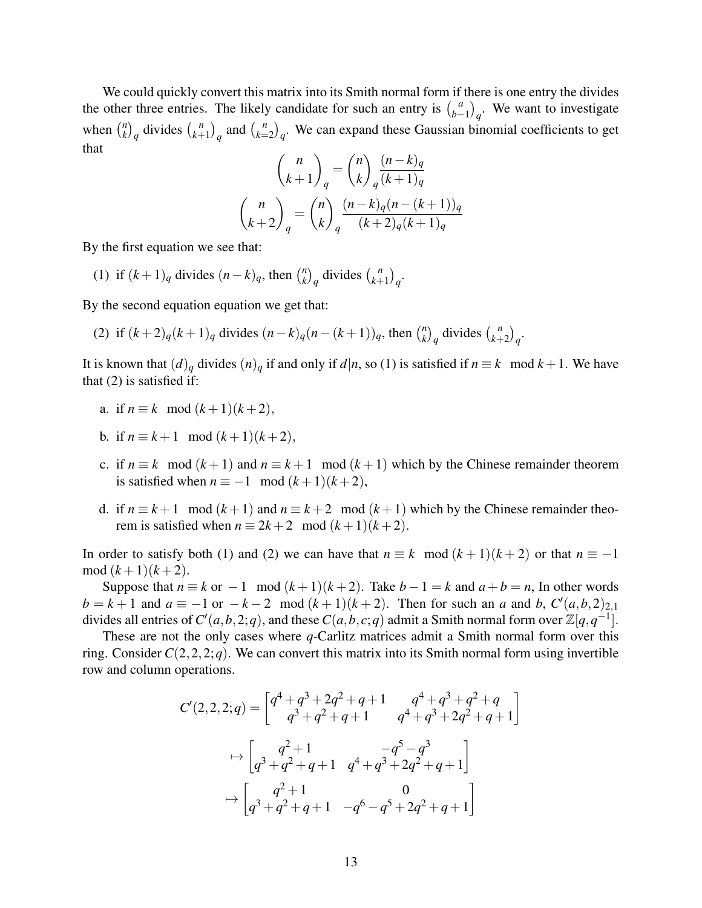We could quickly convert this matrix into its Smith normal form if there is one entry the divides the other three entries. The likely candidate for such an entry is $\binom{a}{b-1}_q$. We want to investigate when $\binom{n}{k}_q$ divides $\binom{n}{k+1}_q$ and $\binom{n}{k=2}_q$. We can expand these Gaussian binomial coefficients to get that

$$\binom{n}{k+1}_q = \binom{n}{k}_q \frac{(n-k)_q}{(k+1)_q}$$

$$\binom{n}{k+2}_q = \binom{n}{k}_q \frac{(n-k)_q(n-(k+1))_q}{(k+2)_q(k+1)_q}$$

By the first equation we see that:

(1) if $(k+1)_q$ divides $(n-k)_q$, then $\binom{n}{k}_q$ divides $\binom{n}{k+1}_q$.

By the second equation equation we get that:

(2) if $(k+2)_q(k+1)_q$ divides $(n-k)_q(n-(k+1))_q$, then $\binom{n}{k}_q$ divides $\binom{n}{k+2}_q$.

It is known that $(d)_q$ divides $(n)_q$ if and only if $d|n$, so (1) is satisfied if $n \equiv k \mod k+1$. We have that (2) is satisfied if:

a. if $n \equiv k \mod (k+1)(k+2)$,

b. if $n \equiv k+1 \mod (k+1)(k+2)$,

c. if $n \equiv k \mod (k+1)$ and $n \equiv k+1 \mod (k+1)$ which by the Chinese remainder theorem is satisfied when $n \equiv -1 \mod (k+1)(k+2)$,

d. if $n \equiv k+1 \mod (k+1)$ and $n \equiv k+2 \mod (k+1)$ which by the Chinese remainder theorem is satisfied when $n \equiv 2k+2 \mod (k+1)(k+2)$.

In order to satisfy both (1) and (2) we can have that $n \equiv k \mod (k+1)(k+2)$ or that $n \equiv -1 \mod (k+1)(k+2)$.

Suppose that $n \equiv k$ or $-1 \mod (k+1)(k+2)$. Take $b-1 = k$ and $a+b = n$, In other words $b = k+1$ and $a \equiv -1$ or $-k-2 \mod (k+1)(k+2)$. Then for such an $a$ and $b$, $C'(a,b,2)_{2,1}$ divides all entries of $C'(a,b,2;q)$, and these $C(a,b,c;q)$ admit a Smith normal form over $\mathbb{Z}[q,q^{-1}]$.

These are not the only cases where $q$-Carlitz matrices admit a Smith normal form over this ring. Consider $C(2,2,2;q)$. We can convert this matrix into its Smith normal form using invertible row and column operations.

$$C'(2,2,2;q) = \begin{bmatrix} q^4+q^3+2q^2+q+1 & q^4+q^3+q^2+q \\ q^3+q^2+q+1 & q^4+q^3+2q^2+q+1 \end{bmatrix}$$

$$\mapsto \begin{bmatrix} q^2+1 & -q^5-q^3 \\ q^3+q^2+q+1 & q^4+q^3+2q^2+q+1 \end{bmatrix}$$

$$\mapsto \begin{bmatrix} q^2+1 & 0 \\ q^3+q^2+q+1 & -q^6-q^5+2q^2+q+1 \end{bmatrix}$$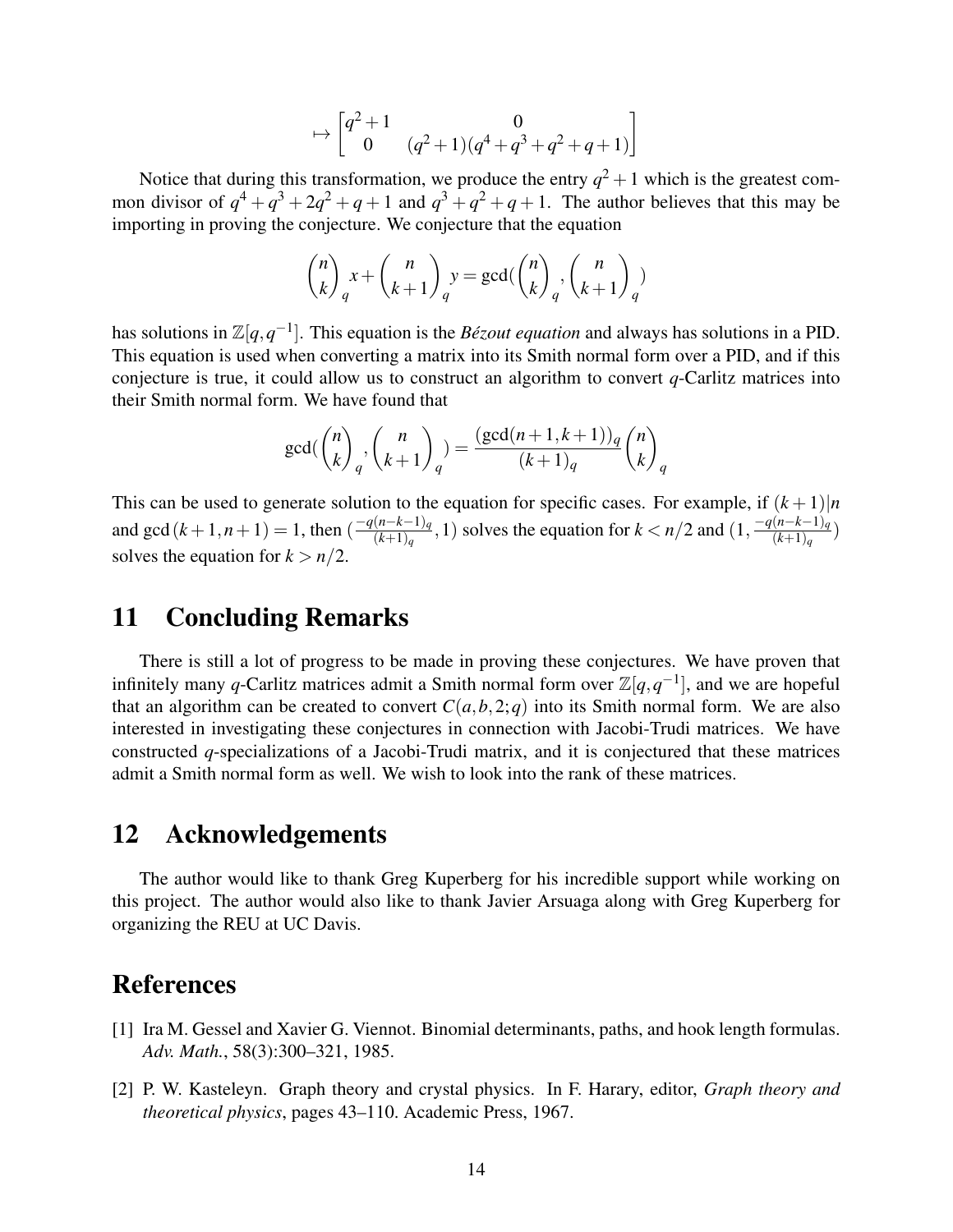$$\mapsto \begin{bmatrix} q^2+1 & 0 \\ 0 & (q^2+1)(q^4+q^3+q^2+q+1) \end{bmatrix}$$

Notice that during this transformation, we produce the entry $q^2+1$ which is the greatest common divisor of $q^4+q^3+2q^2+q+1$ and $q^3+q^2+q+1$. The author believes that this may be importing in proving the conjecture. We conjecture that the equation

$$\binom{n}{k}_q x + \binom{n}{k+1}_q y = \gcd(\binom{n}{k}_q, \binom{n}{k+1}_q)$$

has solutions in $\mathbb{Z}[q,q^{-1}]$. This equation is the *Bézout equation* and always has solutions in a PID. This equation is used when converting a matrix into its Smith normal form over a PID, and if this conjecture is true, it could allow us to construct an algorithm to convert $q$-Carlitz matrices into their Smith normal form. We have found that

$$\gcd(\binom{n}{k}_q, \binom{n}{k+1}_q) = \frac{(\gcd(n+1,k+1))_q}{(k+1)_q}\binom{n}{k}_q$$

This can be used to generate solution to the equation for specific cases. For example, if $(k+1)|n$ and $\gcd(k+1,n+1)=1$, then $(\frac{-q(n-k-1)_q}{(k+1)_q},1)$ solves the equation for $k<n/2$ and $(1,\frac{-q(n-k-1)_q}{(k+1)_q})$ solves the equation for $k>n/2$.

## 11 Concluding Remarks

There is still a lot of progress to be made in proving these conjectures. We have proven that infinitely many $q$-Carlitz matrices admit a Smith normal form over $\mathbb{Z}[q,q^{-1}]$, and we are hopeful that an algorithm can be created to convert $C(a,b,2;q)$ into its Smith normal form. We are also interested in investigating these conjectures in connection with Jacobi-Trudi matrices. We have constructed $q$-specializations of a Jacobi-Trudi matrix, and it is conjectured that these matrices admit a Smith normal form as well. We wish to look into the rank of these matrices.

## 12 Acknowledgements

The author would like to thank Greg Kuperberg for his incredible support while working on this project. The author would also like to thank Javier Arsuaga along with Greg Kuperberg for organizing the REU at UC Davis.

## References

[1] Ira M. Gessel and Xavier G. Viennot. Binomial determinants, paths, and hook length formulas. *Adv. Math.*, 58(3):300–321, 1985.

[2] P. W. Kasteleyn. Graph theory and crystal physics. In F. Harary, editor, *Graph theory and theoretical physics*, pages 43–110. Academic Press, 1967.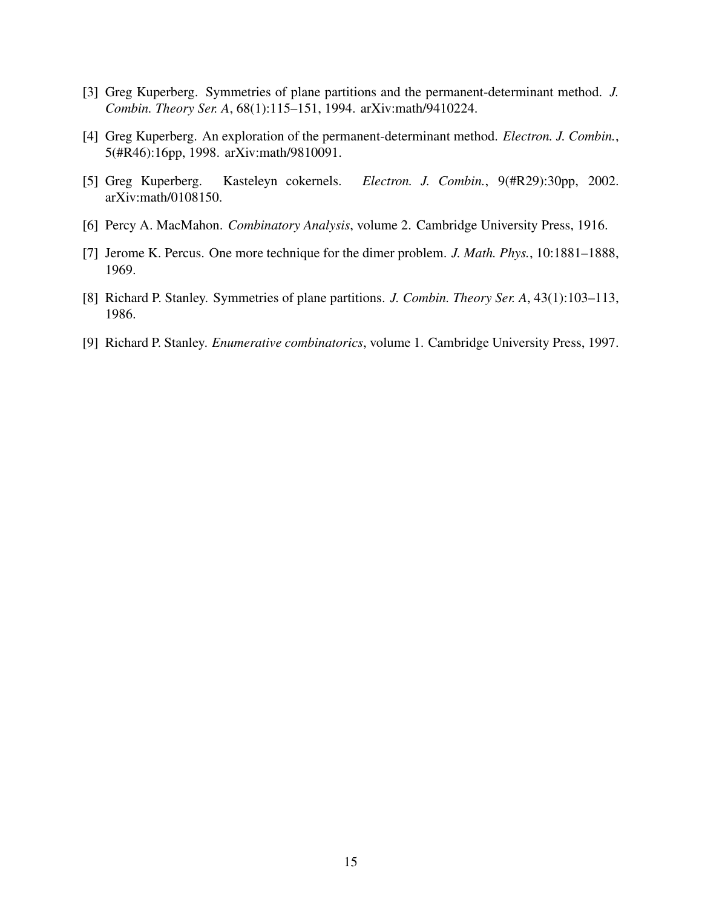[3] Greg Kuperberg. Symmetries of plane partitions and the permanent-determinant method. *J. Combin. Theory Ser. A*, 68(1):115–151, 1994. arXiv:math/9410224.

[4] Greg Kuperberg. An exploration of the permanent-determinant method. *Electron. J. Combin.*, 5(#R46):16pp, 1998. arXiv:math/9810091.

[5] Greg Kuperberg. Kasteleyn cokernels. *Electron. J. Combin.*, 9(#R29):30pp, 2002. arXiv:math/0108150.

[6] Percy A. MacMahon. *Combinatory Analysis*, volume 2. Cambridge University Press, 1916.

[7] Jerome K. Percus. One more technique for the dimer problem. *J. Math. Phys.*, 10:1881–1888, 1969.

[8] Richard P. Stanley. Symmetries of plane partitions. *J. Combin. Theory Ser. A*, 43(1):103–113, 1986.

[9] Richard P. Stanley. *Enumerative combinatorics*, volume 1. Cambridge University Press, 1997.